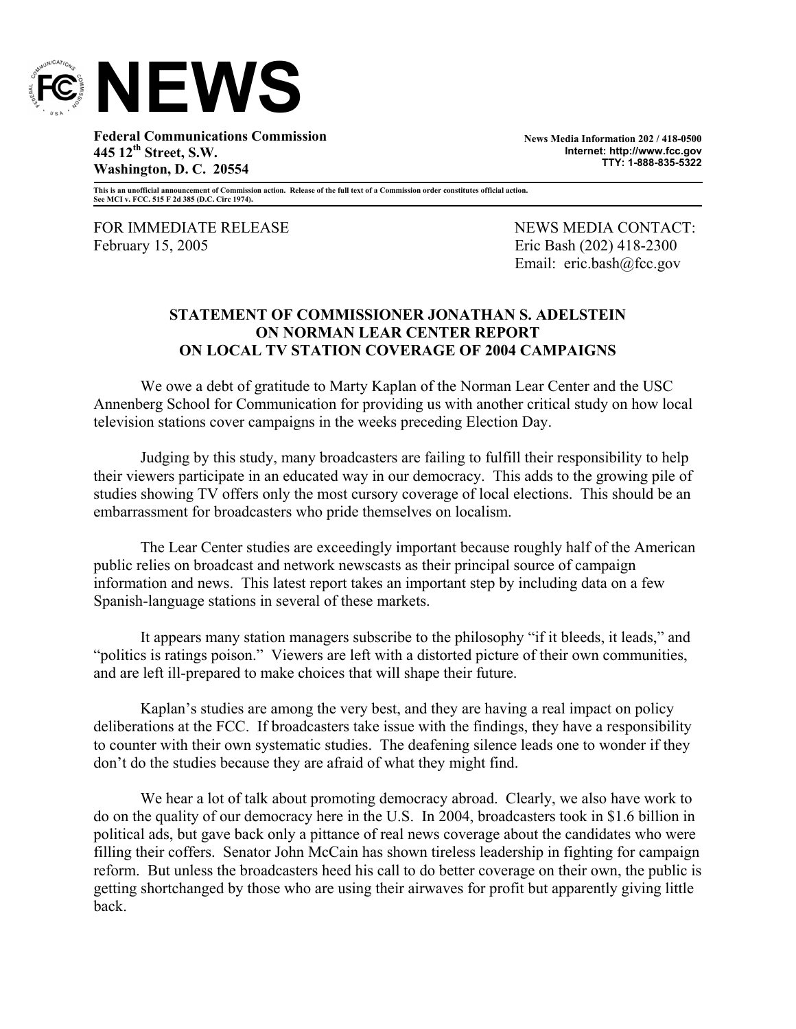# NEWS

**Federal Communications Commission**
**445 12th Street, S.W.**
**Washington, D. C. 20554**

**News Media Information 202 / 418-0500**
**Internet: http://www.fcc.gov**
**TTY: 1-888-835-5322**

**This is an unofficial announcement of Commission action. Release of the full text of a Commission order constitutes official action. See MCI v. FCC. 515 F 2d 385 (D.C. Circ 1974).**

FOR IMMEDIATE RELEASE
February 15, 2005

NEWS MEDIA CONTACT:
Eric Bash (202) 418-2300
Email: eric.bash@fcc.gov

## STATEMENT OF COMMISSIONER JONATHAN S. ADELSTEIN ON NORMAN LEAR CENTER REPORT ON LOCAL TV STATION COVERAGE OF 2004 CAMPAIGNS

We owe a debt of gratitude to Marty Kaplan of the Norman Lear Center and the USC Annenberg School for Communication for providing us with another critical study on how local television stations cover campaigns in the weeks preceding Election Day.

Judging by this study, many broadcasters are failing to fulfill their responsibility to help their viewers participate in an educated way in our democracy. This adds to the growing pile of studies showing TV offers only the most cursory coverage of local elections. This should be an embarrassment for broadcasters who pride themselves on localism.

The Lear Center studies are exceedingly important because roughly half of the American public relies on broadcast and network newscasts as their principal source of campaign information and news. This latest report takes an important step by including data on a few Spanish-language stations in several of these markets.

It appears many station managers subscribe to the philosophy "if it bleeds, it leads," and "politics is ratings poison." Viewers are left with a distorted picture of their own communities, and are left ill-prepared to make choices that will shape their future.

Kaplan's studies are among the very best, and they are having a real impact on policy deliberations at the FCC. If broadcasters take issue with the findings, they have a responsibility to counter with their own systematic studies. The deafening silence leads one to wonder if they don't do the studies because they are afraid of what they might find.

We hear a lot of talk about promoting democracy abroad. Clearly, we also have work to do on the quality of our democracy here in the U.S. In 2004, broadcasters took in $1.6 billion in political ads, but gave back only a pittance of real news coverage about the candidates who were filling their coffers. Senator John McCain has shown tireless leadership in fighting for campaign reform. But unless the broadcasters heed his call to do better coverage on their own, the public is getting shortchanged by those who are using their airwaves for profit but apparently giving little back.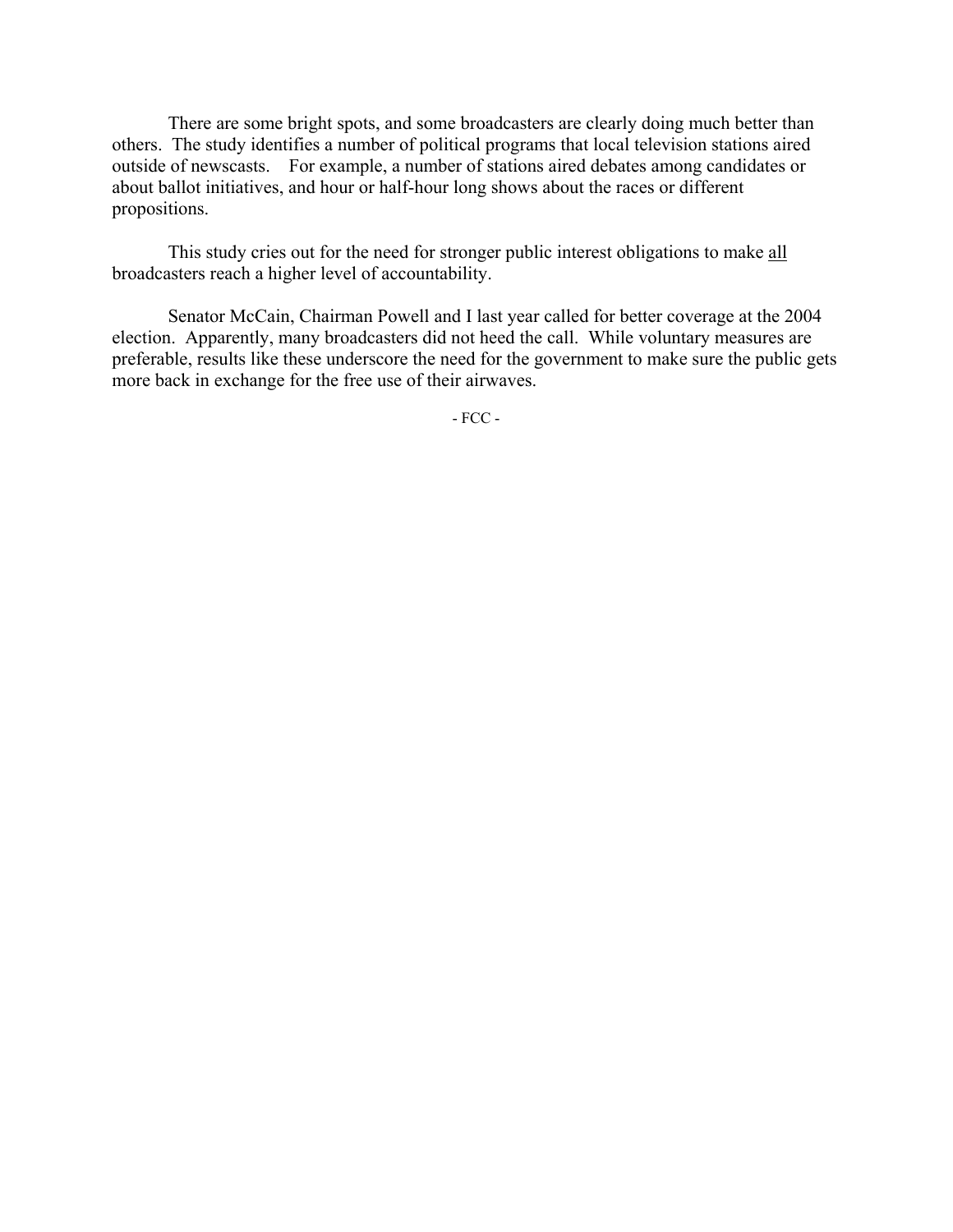There are some bright spots, and some broadcasters are clearly doing much better than others. The study identifies a number of political programs that local television stations aired outside of newscasts. For example, a number of stations aired debates among candidates or about ballot initiatives, and hour or half-hour long shows about the races or different propositions.

This study cries out for the need for stronger public interest obligations to make <u>all</u> broadcasters reach a higher level of accountability.

Senator McCain, Chairman Powell and I last year called for better coverage at the 2004 election. Apparently, many broadcasters did not heed the call. While voluntary measures are preferable, results like these underscore the need for the government to make sure the public gets more back in exchange for the free use of their airwaves.

- FCC -